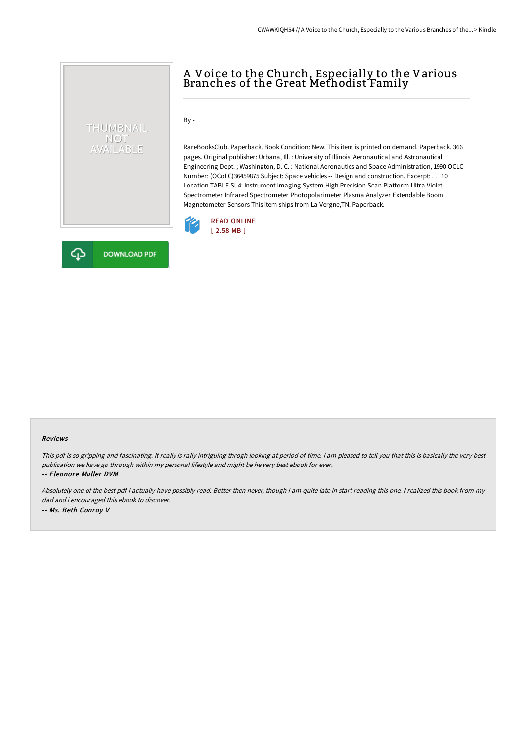# A Voice to the Church, Especially to the Various Branches of the Great Methodist Family

By -

RareBooksClub. Paperback. Book Condition: New. This item is printed on demand. Paperback. 366 pages. Original publisher: Urbana, Ill. : University of Illinois, Aeronautical and Astronautical Engineering Dept. ; Washington, D. C. : National Aeronautics and Space Administration, 1990 OCLC Number: (OCoLC)36459875 Subject: Space vehicles -- Design and construction. Excerpt: . . . 10 Location TABLE Sl-4: Instrument Imaging System High Precision Scan Platform Ultra Violet Spectrometer Infrared Spectrometer Photopolarimeter Plasma Analyzer Extendable Boom Magnetometer Sensors This item ships from La Vergne,TN. Paperback.

READ ONLINE
[ 2.58 MB ]

DOWNLOAD PDF

#### Reviews

*This pdf is so gripping and fascinating. It really is rally intriguing throgh looking at period of time. I am pleased to tell you that this is basically the very best publication we have go through within my personal lifestyle and might be he very best ebook for ever.*

-- ***Eleonore Muller DVM***

*Absolutely one of the best pdf I actually have possibly read. Better then never, though i am quite late in start reading this one. I realized this book from my dad and i encouraged this ebook to discover.*

-- ***Ms. Beth Conroy V***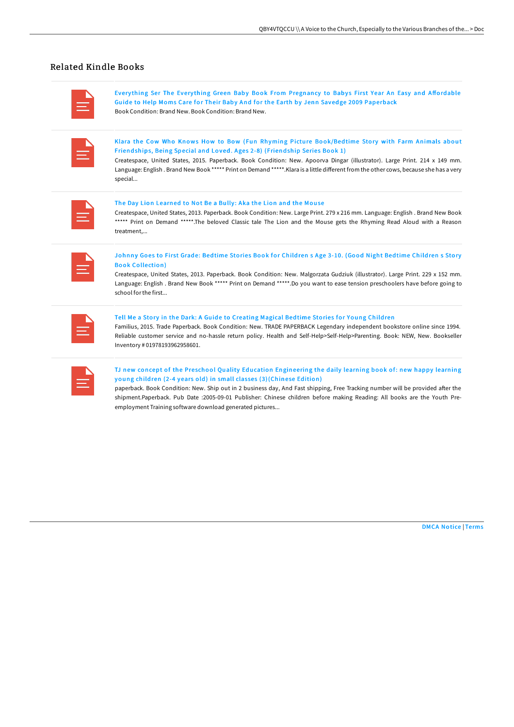## Related Kindle Books

Everything Ser The Everything Green Baby Book From Pregnancy to Babys First Year An Easy and Affordable Guide to Help Moms Care for Their Baby And for the Earth by Jenn Savedge 2009 Paperback

Book Condition: Brand New. Book Condition: Brand New.

Klara the Cow Who Knows How to Bow (Fun Rhyming Picture Book/Bedtime Story with Farm Animals about Friendships, Being Special and Loved. Ages 2-8) (Friendship Series Book 1)

Createspace, United States, 2015. Paperback. Book Condition: New. Apoorva Dingar (illustrator). Large Print. 214 x 149 mm. Language: English . Brand New Book ***** Print on Demand *****.Klara is a little different from the other cows, because she has a very special...

The Day Lion Learned to Not Be a Bully: Aka the Lion and the Mouse

Createspace, United States, 2013. Paperback. Book Condition: New. Large Print. 279 x 216 mm. Language: English . Brand New Book ***** Print on Demand *****.The beloved Classic tale The Lion and the Mouse gets the Rhyming Read Aloud with a Reason treatment,...

Johnny Goes to First Grade: Bedtime Stories Book for Children s Age 3-10. (Good Night Bedtime Children s Story Book Collection)

Createspace, United States, 2013. Paperback. Book Condition: New. Malgorzata Gudziuk (illustrator). Large Print. 229 x 152 mm. Language: English . Brand New Book ***** Print on Demand *****.Do you want to ease tension preschoolers have before going to school for the first...

Tell Me a Story in the Dark: A Guide to Creating Magical Bedtime Stories for Young Children

Familius, 2015. Trade Paperback. Book Condition: New. TRADE PAPERBACK Legendary independent bookstore online since 1994. Reliable customer service and no-hassle return policy. Health and Self-Help>Self-Help>Parenting. Book: NEW, New. Bookseller Inventory # 01978193962958601.

TJ new concept of the Preschool Quality Education Engineering the daily learning book of: new happy learning young children (2-4 years old) in small classes (3)(Chinese Edition)

paperback. Book Condition: New. Ship out in 2 business day, And Fast shipping, Free Tracking number will be provided after the shipment.Paperback. Pub Date :2005-09-01 Publisher: Chinese children before making Reading: All books are the Youth Pre-employment Training software download generated pictures...